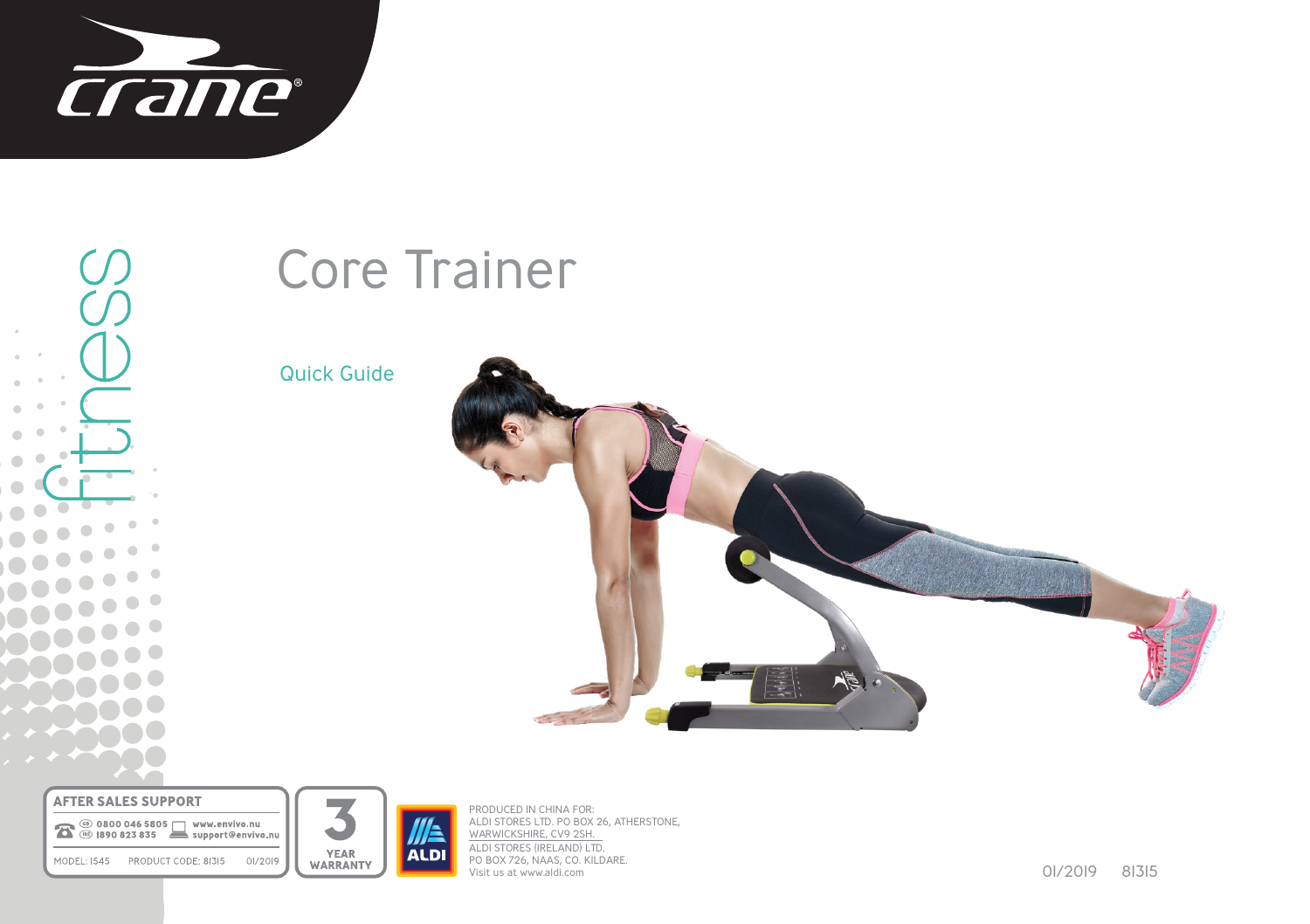crane

fitness

# Core Trainer

## Quick Guide

**AFTER SALES SUPPORT**

GB 0800 046 5805
IRE 1890 823 835

www.envivo.nu
support@envivo.nu

MODEL: 1545 PRODUCT CODE: 81315 01/2019

3 YEAR WARRANTY

ALDI

PRODUCED IN CHINA FOR:
ALDI STORES LTD. PO BOX 26, ATHERSTONE, WARWICKSHIRE, CV9 2SH.
ALDI STORES (IRELAND) LTD.
PO BOX 726, NAAS, CO. KILDARE.
Visit us at www.aldi.com

01/2019 81315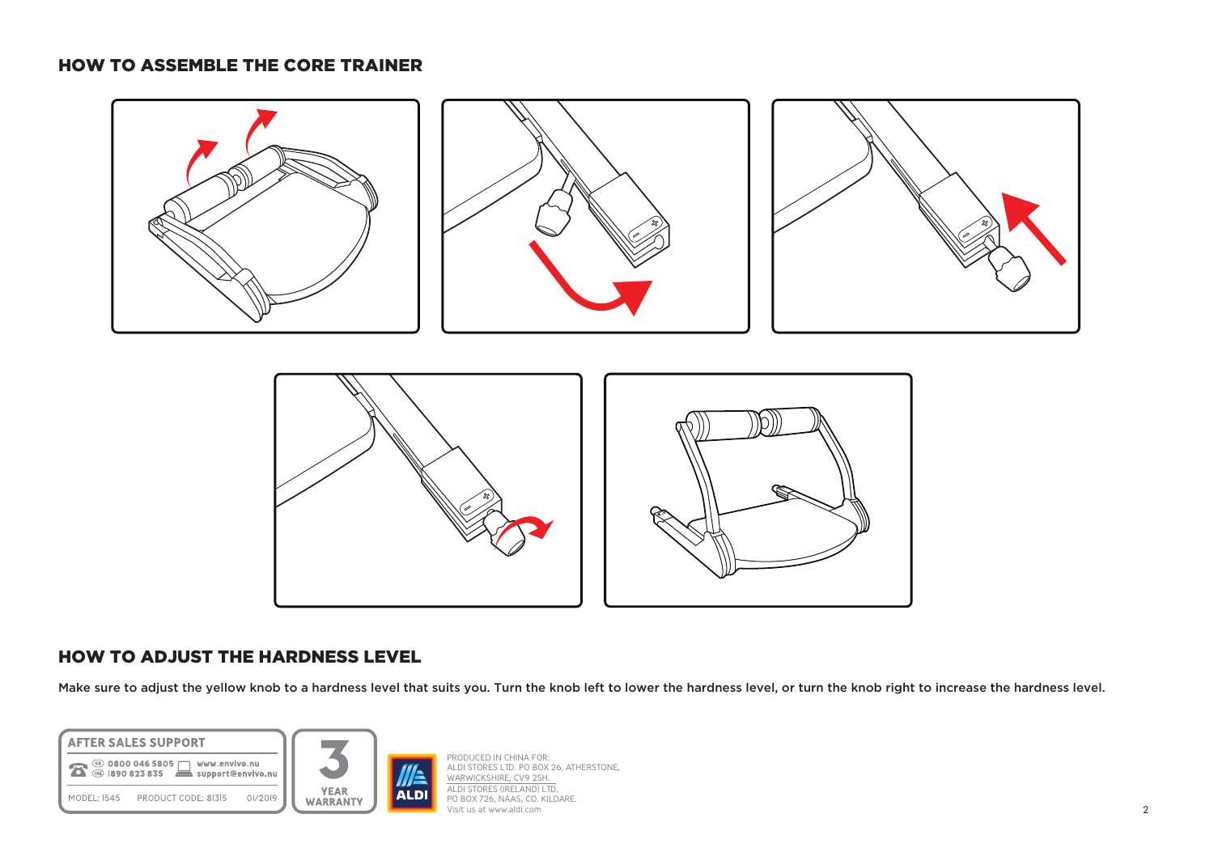## HOW TO ASSEMBLE THE CORE TRAINER

## HOW TO ADJUST THE HARDNESS LEVEL

Make sure to adjust the yellow knob to a hardness level that suits you. Turn the knob left to lower the hardness level, or turn the knob right to increase the hardness level.

**AFTER SALES SUPPORT**

(GB) 0800 046 5805
(IRE) 1890 823 835
www.envivo.nu
support@envivo.nu

MODEL: 1545 PRODUCT CODE: 81315 01/2019

3 YEAR WARRANTY

PRODUCED IN CHINA FOR:
ALDI STORES LTD. PO BOX 26, ATHERSTONE, WARWICKSHIRE, CV9 2SH.
ALDI STORES (IRELAND) LTD.
PO BOX 726, NAAS, CO. KILDARE.
Visit us at www.aldi.com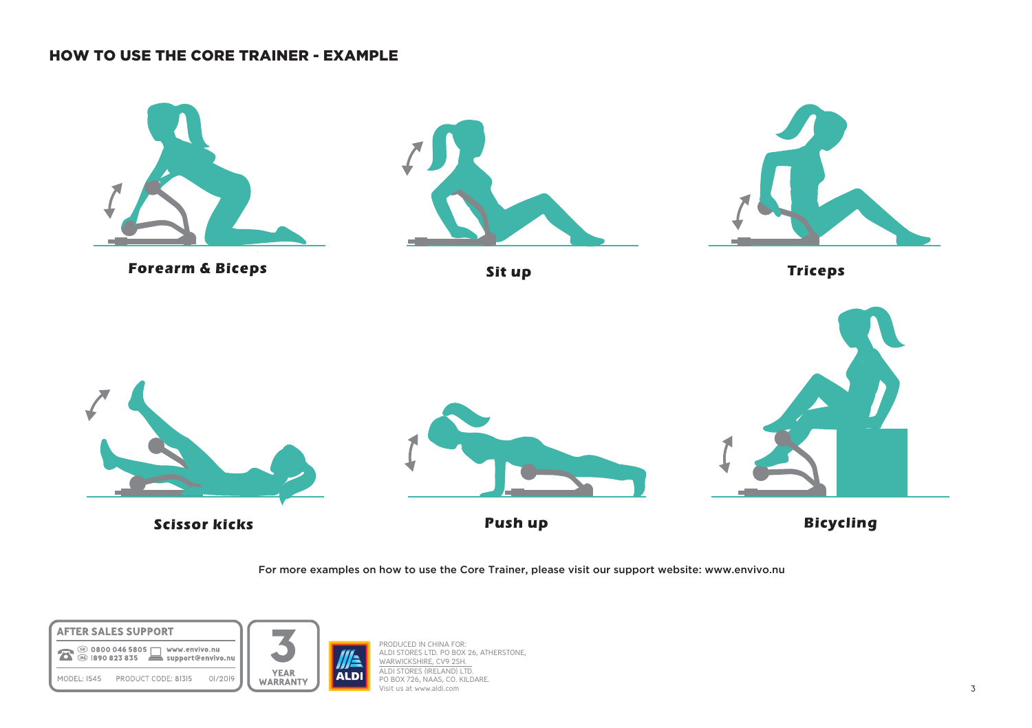## HOW TO USE THE CORE TRAINER - EXAMPLE

**Forearm & Biceps**

**Sit up**

**Triceps**

**Scissor kicks**

**Push up**

**Bicycling**

For more examples on how to use the Core Trainer, please visit our support website: www.envivo.nu

**AFTER SALES SUPPORT**

GB 0800 046 5805 www.envivo.nu
IRE 1890 823 835 support@envivo.nu

MODEL: 1545 PRODUCT CODE: 81315 01/2019

3 YEAR WARRANTY

ALDI

PRODUCED IN CHINA FOR:
ALDI STORES LTD. PO BOX 26, ATHERSTONE,
WARWICKSHIRE, CV9 2SH.
ALDI STORES (IRELAND) LTD.
PO BOX 726, NAAS, CO. KILDARE.
Visit us at www.aldi.com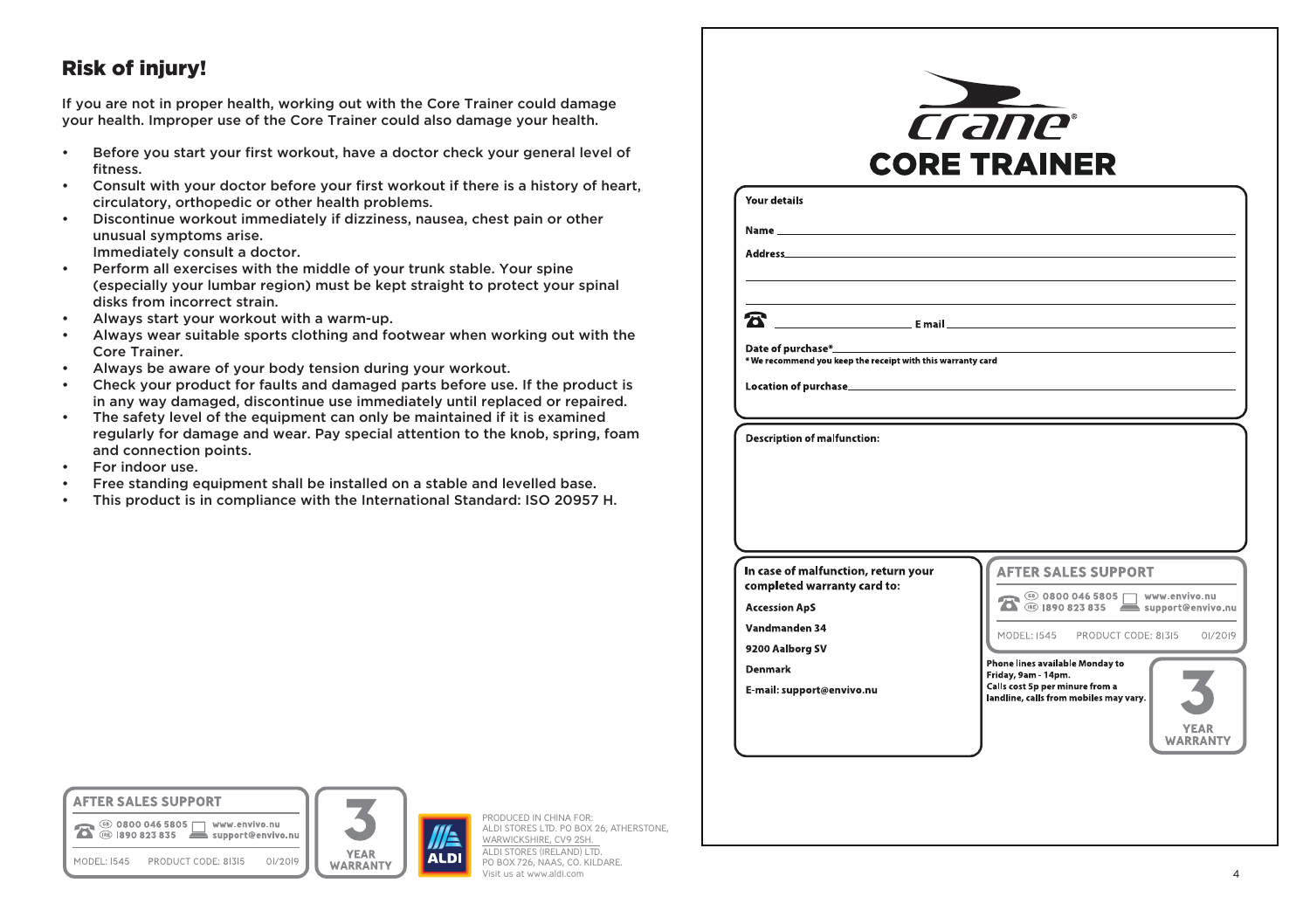## Risk of injury!

If you are not in proper health, working out with the Core Trainer could damage your health. Improper use of the Core Trainer could also damage your health.

- Before you start your first workout, have a doctor check your general level of fitness.
- Consult with your doctor before your first workout if there is a history of heart, circulatory, orthopedic or other health problems.
- Discontinue workout immediately if dizziness, nausea, chest pain or other unusual symptoms arise.
  Immediately consult a doctor.
- Perform all exercises with the middle of your trunk stable. Your spine (especially your lumbar region) must be kept straight to protect your spinal disks from incorrect strain.
- Always start your workout with a warm-up.
- Always wear suitable sports clothing and footwear when working out with the Core Trainer.
- Always be aware of your body tension during your workout.
- Check your product for faults and damaged parts before use. If the product is in any way damaged, discontinue use immediately until replaced or repaired.
- The safety level of the equipment can only be maintained if it is examined regularly for damage and wear. Pay special attention to the knob, spring, foam and connection points.
- For indoor use.
- Free standing equipment shall be installed on a stable and levelled base.
- This product is in compliance with the International Standard: ISO 20957 H.

**AFTER SALES SUPPORT**

(GB) 0800 046 5805 (IRE) 1890 823 835 www.envivo.nu support@envivo.nu

MODEL: 1545 PRODUCT CODE: 81315 01/2019

3 YEAR WARRANTY

PRODUCED IN CHINA FOR:
ALDI STORES LTD. PO BOX 26, ATHERSTONE, WARWICKSHIRE, CV9 2SH.
ALDI STORES (IRELAND) LTD.
PO BOX 726, NAAS, CO. KILDARE.
Visit us at www.aldi.com

crane®

# CORE TRAINER

**Your details**

**Name** ______________________

**Address** ______________________

______________________

______________________

Tel ______________________ **E mail** ______________________

**Date of purchase*** ______________________

**\* We recommend you keep the receipt with this warranty card**

**Location of purchase** ______________________

**Description of malfunction:**

**In case of malfunction, return your completed warranty card to:**

**Accession ApS**

**Vandmanden 34**

**9200 Aalborg SV**

**Denmark**

**E-mail: support@envivo.nu**

**AFTER SALES SUPPORT**

(GB) 0800 046 5805 (IRE) 1890 823 835 www.envivo.nu support@envivo.nu

MODEL: 1545 PRODUCT CODE: 81315 01/2019

**Phone lines available Monday to Friday, 9am - 14pm.**
**Calls cost 5p per minure from a landline, calls from mobiles may vary.**

3 YEAR WARRANTY